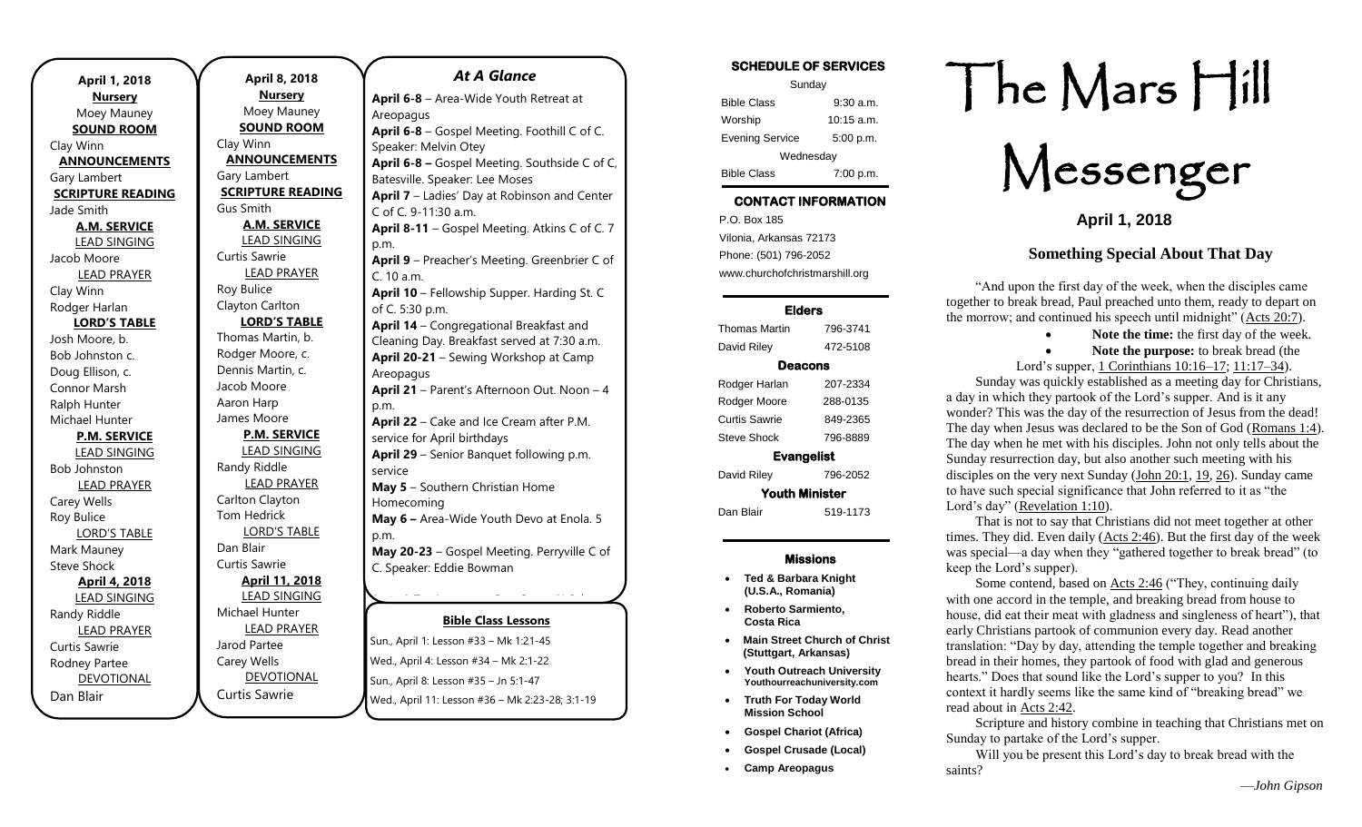**April 1, 2018**

**NURSERY**
Moey Mauney

**SOUND ROOM**
Clay Winn

**ANNOUNCEMENTS**
Gary Lambert

**SCRIPTURE READING**
Jade Smith

**A.M. SERVICE**

LEAD SINGING
Jacob Moore

LEAD PRAYER
Clay Winn
Rodger Harlan

**LORD'S TABLE**
Josh Moore, b.
Bob Johnston c.
Doug Ellison, c.
Connor Marsh
Ralph Hunter
Michael Hunter

**P.M. SERVICE**

LEAD SINGING
Bob Johnston

LEAD PRAYER
Carey Wells
Roy Bulice

LORD'S TABLE
Mark Mauney
Steve Shock

**April 4, 2018**

LEAD SINGING
Randy Riddle

LEAD PRAYER
Curtis Sawrie
Rodney Partee

DEVOTIONAL
Dan Blair

**April 8, 2018**

**NURSERY**
Moey Mauney

**SOUND ROOM**
Clay Winn

**ANNOUNCEMENTS**
Gary Lambert

**SCRIPTURE READING**
Gus Smith

**A.M. SERVICE**

LEAD SINGING
Curtis Sawrie

LEAD PRAYER
Roy Bulice
Clayton Carlton

**LORD'S TABLE**
Thomas Martin, b.
Rodger Moore, c.
Dennis Martin, c.
Jacob Moore
Aaron Harp
James Moore

**P.M. SERVICE**

LEAD SINGING
Randy Riddle

LEAD PRAYER
Carlton Clayton
Tom Hedrick

LORD'S TABLE
Dan Blair
Curtis Sawrie

**April 11, 2018**

LEAD SINGING
Michael Hunter

LEAD PRAYER
Jarod Partee
Carey Wells

DEVOTIONAL
Curtis Sawrie

## At A Glance

**April 6-8** – Area-Wide Youth Retreat at Areopagus
**April 6-8** – Gospel Meeting. Foothill C of C. Speaker: Melvin Otey
**April 6-8 –** Gospel Meeting. Southside C of C, Batesville. Speaker: Lee Moses
**April 7** – Ladies' Day at Robinson and Center C of C. 9-11:30 a.m.
**April 8-11** – Gospel Meeting. Atkins C of C. 7 p.m.
**April 9** – Preacher's Meeting. Greenbrier C of C. 10 a.m.
**April 10** – Fellowship Supper. Harding St. C of C. 5:30 p.m.
**April 14** – Congregational Breakfast and Cleaning Day. Breakfast served at 7:30 a.m.
**April 20-21** – Sewing Workshop at Camp Areopagus
**April 21** – Parent's Afternoon Out. Noon – 4 p.m.
**April 22** – Cake and Ice Cream after P.M. service for April birthdays
**April 29** – Senior Banquet following p.m. service
**May 5** – Southern Christian Home Homecoming
**May 6 –** Area-Wide Youth Devo at Enola. 5 p.m.
**May 20-23** – Gospel Meeting. Perryville C of C. Speaker: Eddie Bowman

**Bible Class Lessons**

Sun., April 1: Lesson #33 – Mk 1:21-45
Wed., April 4: Lesson #34 – Mk 2:1-22
Sun., April 8: Lesson #35 – Jn 5:1-47
Wed., April 11: Lesson #36 – Mk 2:23-28; 3:1-19

**SCHEDULE OF SERVICES**

| Sunday | |
|---|---|
| Bible Class | 9:30 a.m. |
| Worship | 10:15 a.m. |
| Evening Service | 5:00 p.m. |
| Wednesday | |
| Bible Class | 7:00 p.m. |

**CONTACT INFORMATION**

P.O. Box 185
Vilonia, Arkansas 72173
Phone: (501) 796-2052
www.churchofchristmarshill.org

**Elders**

| | |
|---|---|
| Thomas Martin | 796-3741 |
| David Riley | 472-5108 |

**Deacons**

| | |
|---|---|
| Rodger Harlan | 207-2334 |
| Rodger Moore | 288-0135 |
| Curtis Sawrie | 849-2365 |
| Steve Shock | 796-8889 |

**Evangelist**

| | |
|---|---|
| David Riley | 796-2052 |

**Youth Minister**

| | |
|---|---|
| Dan Blair | 519-1173 |

**Missions**

- **Ted & Barbara Knight (U.S.A., Romania)**
- **Roberto Sarmiento, Costa Rica**
- **Main Street Church of Christ (Stuttgart, Arkansas)**
- **Youth Outreach University** Youthourreachuniversity.com
- **Truth For Today World Mission School**
- **Gospel Chariot (Africa)**
- **Gospel Crusade (Local)**
- **Camp Areopagus**

# The Mars Hill Messenger

**April 1, 2018**

## Something Special About That Day

"And upon the first day of the week, when the disciples came together to break bread, Paul preached unto them, ready to depart on the morrow; and continued his speech until midnight" (Acts 20:7).

- **Note the time:** the first day of the week.
- **Note the purpose:** to break bread (the Lord's supper, 1 Corinthians 10:16–17; 11:17–34).

Sunday was quickly established as a meeting day for Christians, a day in which they partook of the Lord's supper. And is it any wonder? This was the day of the resurrection of Jesus from the dead! The day when Jesus was declared to be the Son of God (Romans 1:4). The day when he met with his disciples. John not only tells about the Sunday resurrection day, but also another such meeting with his disciples on the very next Sunday (John 20:1, 19, 26). Sunday came to have such special significance that John referred to it as "the Lord's day" (Revelation 1:10).

That is not to say that Christians did not meet together at other times. They did. Even daily (Acts 2:46). But the first day of the week was special—a day when they "gathered together to break bread" (to keep the Lord's supper).

Some contend, based on Acts 2:46 ("They, continuing daily with one accord in the temple, and breaking bread from house to house, did eat their meat with gladness and singleness of heart"), that early Christians partook of communion every day. Read another translation: "Day by day, attending the temple together and breaking bread in their homes, they partook of food with glad and generous hearts." Does that sound like the Lord's supper to you? In this context it hardly seems like the same kind of "breaking bread" we read about in Acts 2:42.

Scripture and history combine in teaching that Christians met on Sunday to partake of the Lord's supper.

Will you be present this Lord's day to break bread with the saints?

*—John Gipson*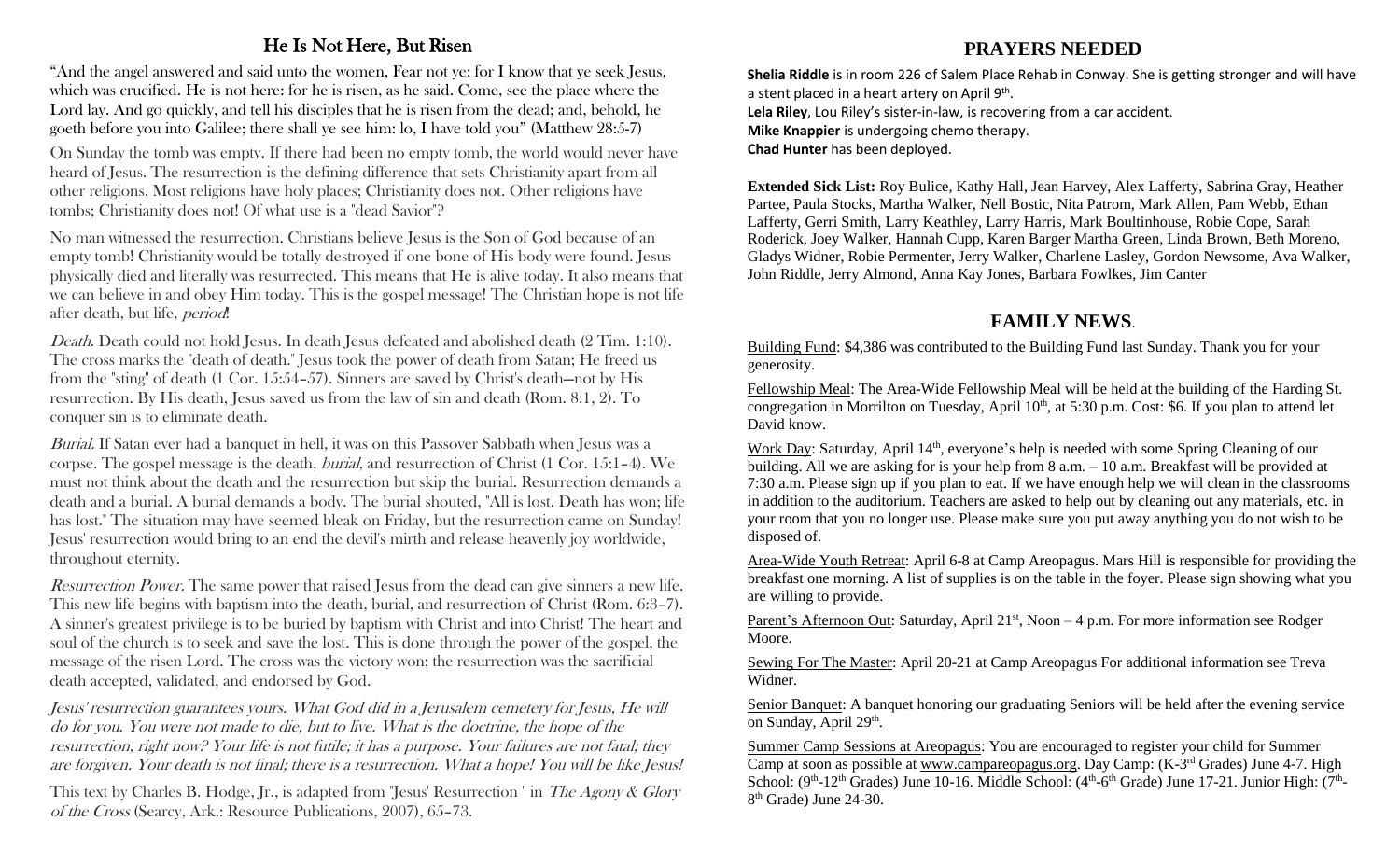## He Is Not Here, But Risen

"And the angel answered and said unto the women, Fear not ye: for I know that ye seek Jesus, which was crucified. He is not here: for he is risen, as he said. Come, see the place where the Lord lay. And go quickly, and tell his disciples that he is risen from the dead; and, behold, he goeth before you into Galilee; there shall ye see him: lo, I have told you" (Matthew 28:5-7)

On Sunday the tomb was empty. If there had been no empty tomb, the world would never have heard of Jesus. The resurrection is the defining difference that sets Christianity apart from all other religions. Most religions have holy places; Christianity does not. Other religions have tombs; Christianity does not! Of what use is a "dead Savior"?

No man witnessed the resurrection. Christians believe Jesus is the Son of God because of an empty tomb! Christianity would be totally destroyed if one bone of His body were found. Jesus physically died and literally was resurrected. This means that He is alive today. It also means that we can believe in and obey Him today. This is the gospel message! The Christian hope is not life after death, but life, *period*!

*Death*. Death could not hold Jesus. In death Jesus defeated and abolished death (2 Tim. 1:10). The cross marks the "death of death." Jesus took the power of death from Satan; He freed us from the "sting" of death (1 Cor. 15:54–57). Sinners are saved by Christ's death—not by His resurrection. By His death, Jesus saved us from the law of sin and death (Rom. 8:1, 2). To conquer sin is to eliminate death.

*Burial*. If Satan ever had a banquet in hell, it was on this Passover Sabbath when Jesus was a corpse. The gospel message is the death, *burial*, and resurrection of Christ (1 Cor. 15:1–4). We must not think about the death and the resurrection but skip the burial. Resurrection demands a death and a burial. A burial demands a body. The burial shouted, "All is lost. Death has won; life has lost." The situation may have seemed bleak on Friday, but the resurrection came on Sunday! Jesus' resurrection would bring to an end the devil's mirth and release heavenly joy worldwide, throughout eternity.

*Resurrection Power*. The same power that raised Jesus from the dead can give sinners a new life. This new life begins with baptism into the death, burial, and resurrection of Christ (Rom. 6:3–7). A sinner's greatest privilege is to be buried by baptism with Christ and into Christ! The heart and soul of the church is to seek and save the lost. This is done through the power of the gospel, the message of the risen Lord. The cross was the victory won; the resurrection was the sacrificial death accepted, validated, and endorsed by God.

*Jesus' resurrection guarantees yours. What God did in a Jerusalem cemetery for Jesus, He will do for you. You were not made to die, but to live. What is the doctrine, the hope of the resurrection, right now? Your life is not futile; it has a purpose. Your failures are not fatal; they are forgiven. Your death is not final; there is a resurrection. What a hope! You will be like Jesus!*

This text by Charles B. Hodge, Jr., is adapted from "Jesus' Resurrection " in *The Agony & Glory of the Cross* (Searcy, Ark.: Resource Publications, 2007), 65–73.

## PRAYERS NEEDED

**Shelia Riddle** is in room 226 of Salem Place Rehab in Conway. She is getting stronger and will have a stent placed in a heart artery on April 9th.
**Lela Riley**, Lou Riley's sister-in-law, is recovering from a car accident.
**Mike Knappier** is undergoing chemo therapy.
**Chad Hunter** has been deployed.

**Extended Sick List:** Roy Bulice, Kathy Hall, Jean Harvey, Alex Lafferty, Sabrina Gray, Heather Partee, Paula Stocks, Martha Walker, Nell Bostic, Nita Patrom, Mark Allen, Pam Webb, Ethan Lafferty, Gerri Smith, Larry Keathley, Larry Harris, Mark Boultinhouse, Robie Cope, Sarah Roderick, Joey Walker, Hannah Cupp, Karen Barger Martha Green, Linda Brown, Beth Moreno, Gladys Widner, Robie Permenter, Jerry Walker, Charlene Lasley, Gordon Newsome, Ava Walker, John Riddle, Jerry Almond, Anna Kay Jones, Barbara Fowlkes, Jim Canter

## FAMILY NEWS.

Building Fund: $4,386 was contributed to the Building Fund last Sunday. Thank you for your generosity.

Fellowship Meal: The Area-Wide Fellowship Meal will be held at the building of the Harding St. congregation in Morrilton on Tuesday, April 10th, at 5:30 p.m. Cost: $6. If you plan to attend let David know.

Work Day: Saturday, April 14th, everyone's help is needed with some Spring Cleaning of our building. All we are asking for is your help from 8 a.m. – 10 a.m. Breakfast will be provided at 7:30 a.m. Please sign up if you plan to eat. If we have enough help we will clean in the classrooms in addition to the auditorium. Teachers are asked to help out by cleaning out any materials, etc. in your room that you no longer use. Please make sure you put away anything you do not wish to be disposed of.

Area-Wide Youth Retreat: April 6-8 at Camp Areopagus. Mars Hill is responsible for providing the breakfast one morning. A list of supplies is on the table in the foyer. Please sign showing what you are willing to provide.

Parent's Afternoon Out: Saturday, April 21st, Noon – 4 p.m. For more information see Rodger Moore.

Sewing For The Master: April 20-21 at Camp Areopagus For additional information see Treva Widner.

Senior Banquet: A banquet honoring our graduating Seniors will be held after the evening service on Sunday, April 29th.

Summer Camp Sessions at Areopagus: You are encouraged to register your child for Summer Camp at soon as possible at www.campareopagus.org. Day Camp: (K-3rd Grades) June 4-7. High School: (9th-12th Grades) June 10-16. Middle School: (4th-6th Grade) June 17-21. Junior High: (7th-8th Grade) June 24-30.